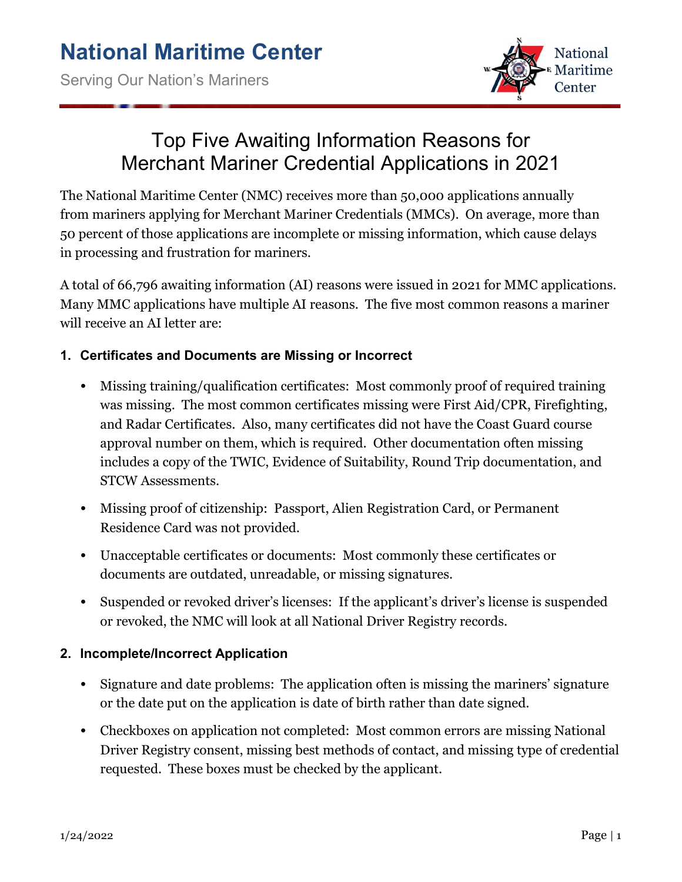# National Maritime Center

Serving Our Nation's Mariners

## Top Five Awaiting Information Reasons for Merchant Mariner Credential Applications in 2021

The National Maritime Center (NMC) receives more than 50,000 applications annually from mariners applying for Merchant Mariner Credentials (MMCs). On average, more than 50 percent of those applications are incomplete or missing information, which cause delays in processing and frustration for mariners.

A total of 66,796 awaiting information (AI) reasons were issued in 2021 for MMC applications. Many MMC applications have multiple AI reasons. The five most common reasons a mariner will receive an AI letter are:

### 1. Certificates and Documents are Missing or Incorrect

- Missing training/qualification certificates: Most commonly proof of required training was missing. The most common certificates missing were First Aid/CPR, Firefighting, and Radar Certificates. Also, many certificates did not have the Coast Guard course approval number on them, which is required. Other documentation often missing includes a copy of the TWIC, Evidence of Suitability, Round Trip documentation, and STCW Assessments.
- Missing proof of citizenship: Passport, Alien Registration Card, or Permanent Residence Card was not provided.
- Unacceptable certificates or documents: Most commonly these certificates or documents are outdated, unreadable, or missing signatures.
- Suspended or revoked driver's licenses: If the applicant's driver's license is suspended or revoked, the NMC will look at all National Driver Registry records.

### 2. Incomplete/Incorrect Application

- Signature and date problems: The application often is missing the mariners' signature or the date put on the application is date of birth rather than date signed.
- Checkboxes on application not completed: Most common errors are missing National Driver Registry consent, missing best methods of contact, and missing type of credential requested. These boxes must be checked by the applicant.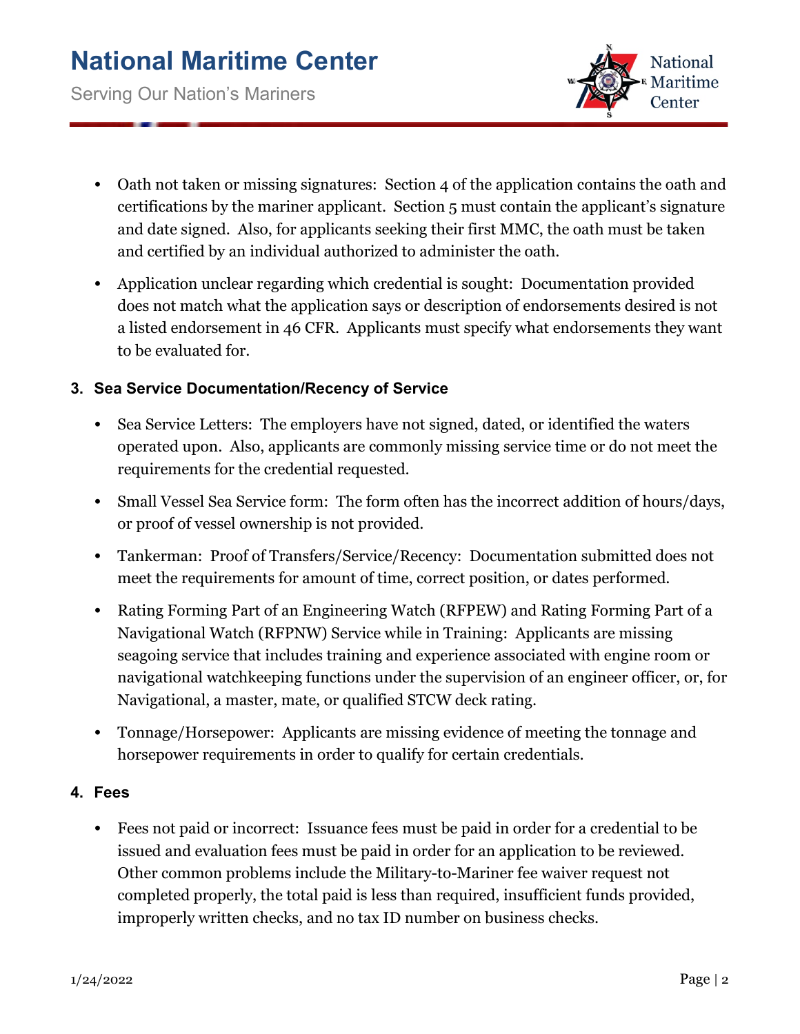- Oath not taken or missing signatures: Section 4 of the application contains the oath and certifications by the mariner applicant. Section 5 must contain the applicant's signature and date signed. Also, for applicants seeking their first MMC, the oath must be taken and certified by an individual authorized to administer the oath.

- Application unclear regarding which credential is sought: Documentation provided does not match what the application says or description of endorsements desired is not a listed endorsement in 46 CFR. Applicants must specify what endorsements they want to be evaluated for.

### 3. Sea Service Documentation/Recency of Service

- Sea Service Letters: The employers have not signed, dated, or identified the waters operated upon. Also, applicants are commonly missing service time or do not meet the requirements for the credential requested.

- Small Vessel Sea Service form: The form often has the incorrect addition of hours/days, or proof of vessel ownership is not provided.

- Tankerman: Proof of Transfers/Service/Recency: Documentation submitted does not meet the requirements for amount of time, correct position, or dates performed.

- Rating Forming Part of an Engineering Watch (RFPEW) and Rating Forming Part of a Navigational Watch (RFPNW) Service while in Training: Applicants are missing seagoing service that includes training and experience associated with engine room or navigational watchkeeping functions under the supervision of an engineer officer, or, for Navigational, a master, mate, or qualified STCW deck rating.

- Tonnage/Horsepower: Applicants are missing evidence of meeting the tonnage and horsepower requirements in order to qualify for certain credentials.

### 4. Fees

- Fees not paid or incorrect: Issuance fees must be paid in order for a credential to be issued and evaluation fees must be paid in order for an application to be reviewed. Other common problems include the Military-to-Mariner fee waiver request not completed properly, the total paid is less than required, insufficient funds provided, improperly written checks, and no tax ID number on business checks.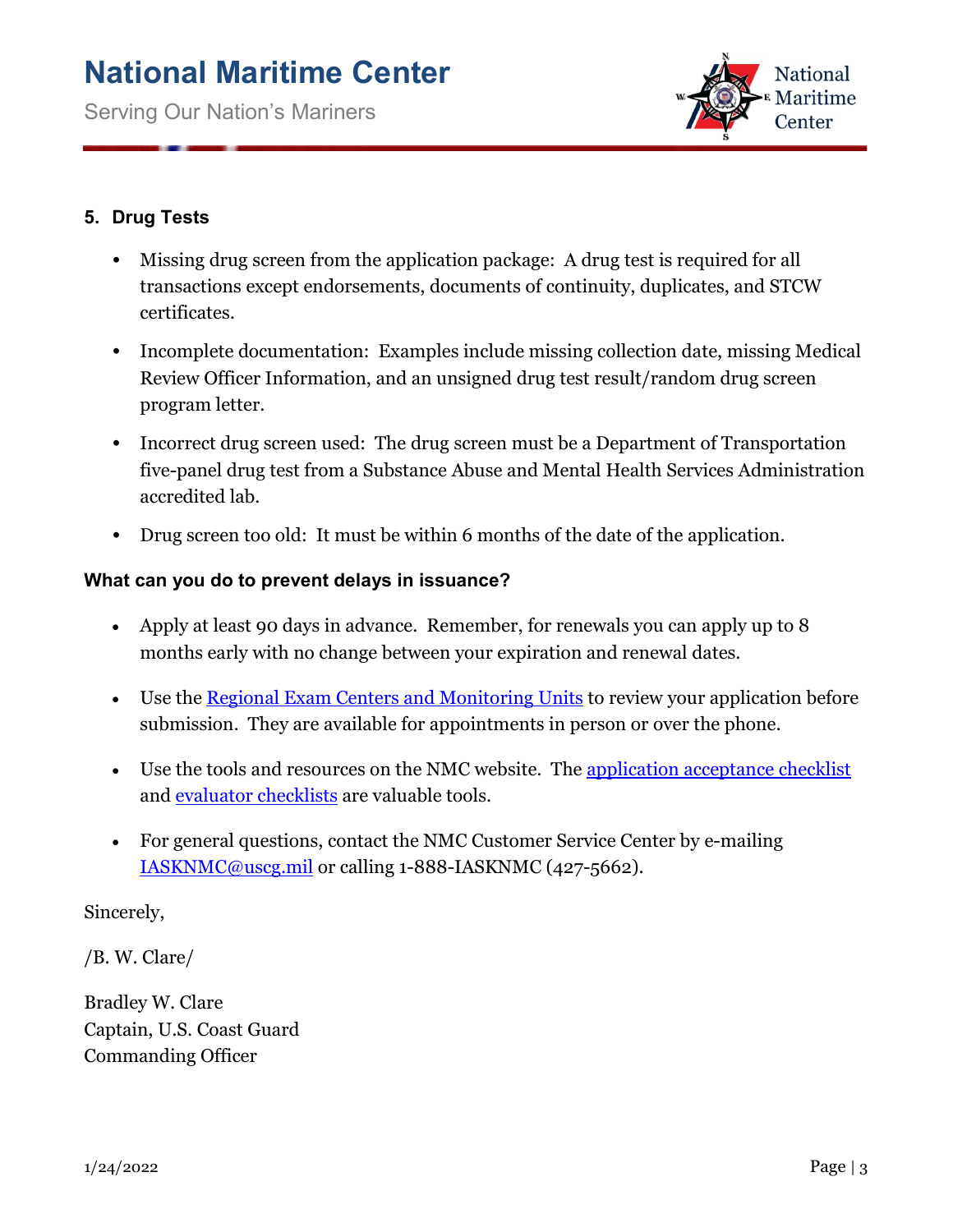## 5. Drug Tests

- Missing drug screen from the application package: A drug test is required for all transactions except endorsements, documents of continuity, duplicates, and STCW certificates.
- Incomplete documentation: Examples include missing collection date, missing Medical Review Officer Information, and an unsigned drug test result/random drug screen program letter.
- Incorrect drug screen used: The drug screen must be a Department of Transportation five-panel drug test from a Substance Abuse and Mental Health Services Administration accredited lab.
- Drug screen too old: It must be within 6 months of the date of the application.

### What can you do to prevent delays in issuance?

- Apply at least 90 days in advance. Remember, for renewals you can apply up to 8 months early with no change between your expiration and renewal dates.
- Use the Regional Exam Centers and Monitoring Units to review your application before submission. They are available for appointments in person or over the phone.
- Use the tools and resources on the NMC website. The application acceptance checklist and evaluator checklists are valuable tools.
- For general questions, contact the NMC Customer Service Center by e-mailing IASKNMC@uscg.mil or calling 1-888-IASKNMC (427-5662).

Sincerely,

/B. W. Clare/

Bradley W. Clare
Captain, U.S. Coast Guard
Commanding Officer

1/24/2022